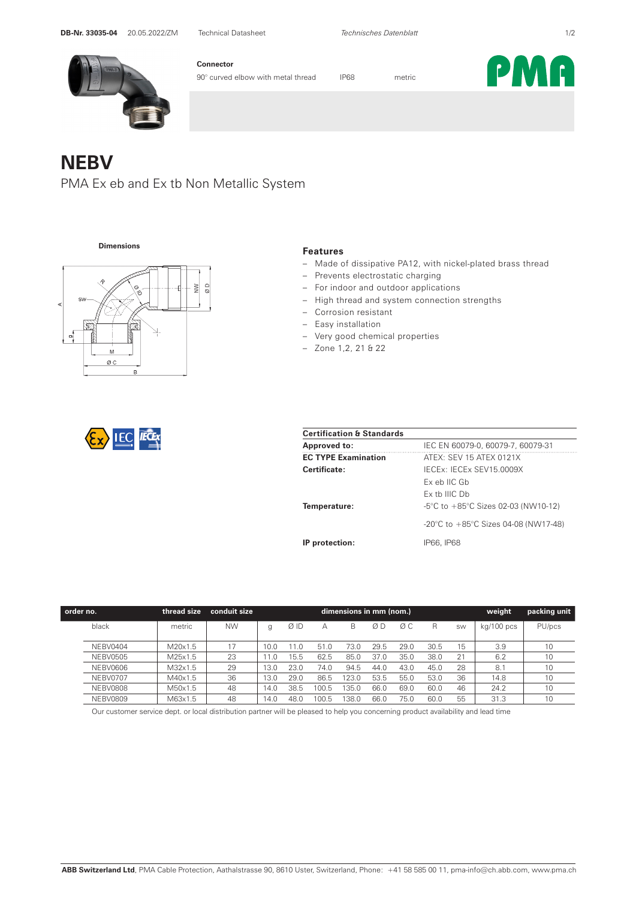**Connector**

90° curved elbow with metal thread IP68 metric

# NEBV

PMA Ex eb and Ex tb Non Metallic System

**Dimensions**

### Features

- Made of dissipative PA12, with nickel-plated brass thread
- Prevents electrostatic charging
- For indoor and outdoor applications
- High thread and system connection strengths
- Corrosion resistant
- Easy installation
- Very good chemical properties
- Zone 1,2, 21 & 22

| **Certification & Standards** | |
|---|---|
| **Approved to:** | IEC EN 60079-0, 60079-7, 60079-31 |
| **EC TYPE Examination** | ATEX: SEV 15 ATEX 0121X |
| **Certificate:** | IECEx: IECEx SEV15.0009X |
| | Ex eb IIC Gb |
| | Ex tb IIIC Db |
| **Temperature:** | -5°C to +85°C Sizes 02-03 (NW10-12) |
| | -20°C to +85°C Sizes 04-08 (NW17-48) |
| **IP protection:** | IP66, IP68 |

| order no. | thread size | conduit size | dimensions in mm (nom.) | | | | | | | | weight | packing unit |
|---|---|---|---|---|---|---|---|---|---|---|---|---|
| black | metric | NW | g | Ø ID | A | B | Ø D | Ø C | R | sw | kg/100 pcs | PU/pcs |
| NEBV0404 | M20x1.5 | 17 | 10.0 | 11.0 | 51.0 | 73.0 | 29.5 | 29.0 | 30.5 | 15 | 3.9 | 10 |
| NEBV0505 | M25x1.5 | 23 | 11.0 | 15.5 | 62.5 | 85.0 | 37.0 | 35.0 | 38.0 | 21 | 6.2 | 10 |
| NEBV0606 | M32x1.5 | 29 | 13.0 | 23.0 | 74.0 | 94.5 | 44.0 | 43.0 | 45.0 | 28 | 8.1 | 10 |
| NEBV0707 | M40x1.5 | 36 | 13.0 | 29.0 | 86.5 | 123.0 | 53.5 | 55.0 | 53.0 | 36 | 14.8 | 10 |
| NEBV0808 | M50x1.5 | 48 | 14.0 | 38.5 | 100.5 | 135.0 | 66.0 | 69.0 | 60.0 | 46 | 24.2 | 10 |
| NEBV0809 | M63x1.5 | 48 | 14.0 | 48.0 | 100.5 | 138.0 | 66.0 | 75.0 | 60.0 | 55 | 31.3 | 10 |

Our customer service dept. or local distribution partner will be pleased to help you concerning product availability and lead time

**ABB Switzerland Ltd**, PMA Cable Protection, Aathalstrasse 90, 8610 Uster, Switzerland, Phone: +41 58 585 00 11, pma-info@ch.abb.com, www.pma.ch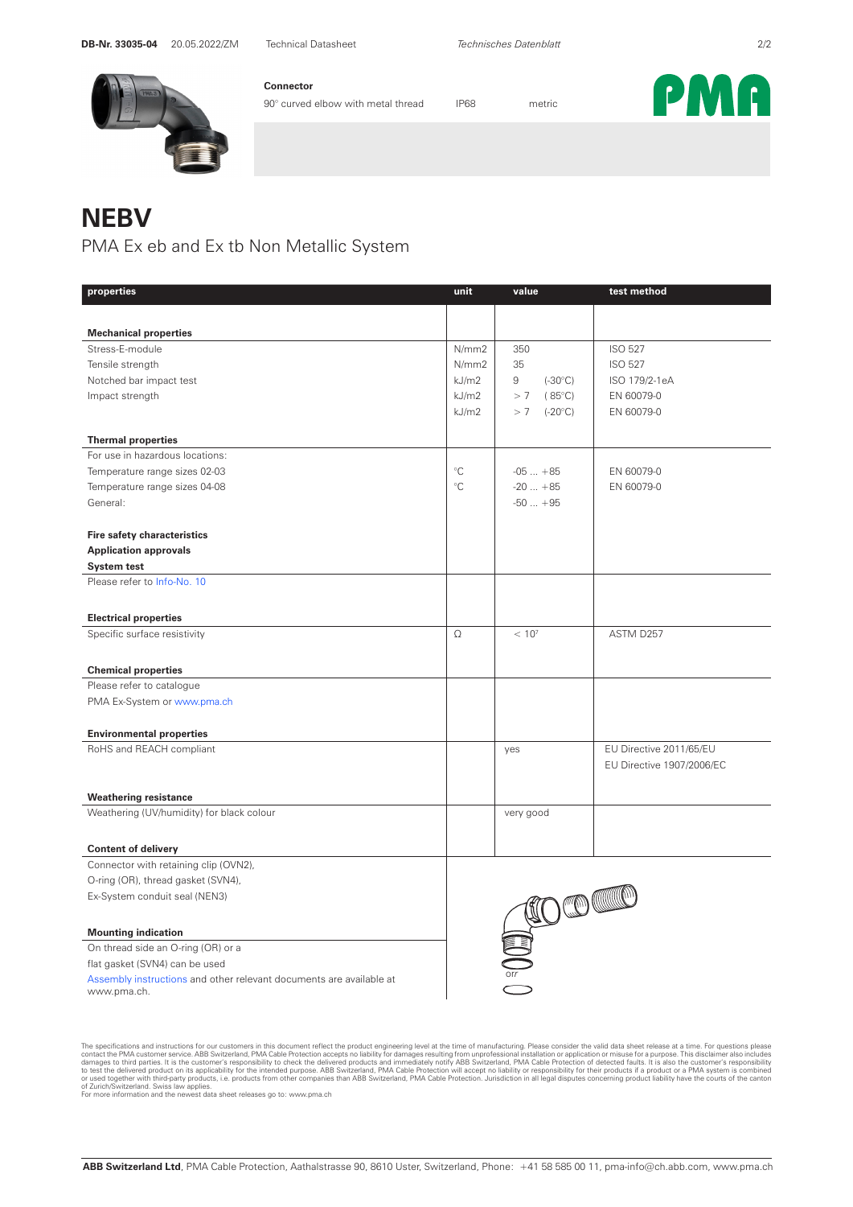**Connector**

90° curved elbow with metal thread IP68 metric

# NEBV

PMA Ex eb and Ex tb Non Metallic System

| properties | unit | value | test method |
|---|---|---|---|
| **Mechanical properties** | | | |
| Stress-E-module | N/mm2 | 350 | ISO 527 |
| Tensile strength | N/mm2 | 35 | ISO 527 |
| Notched bar impact test | kJ/m2 | 9 (-30°C) | ISO 179/2-1eA |
| Impact strength | kJ/m2 | > 7 ( 85°C) | EN 60079-0 |
| | kJ/m2 | > 7 (-20°C) | EN 60079-0 |
| **Thermal properties** | | | |
| For use in hazardous locations: | | | |
| Temperature range sizes 02-03 | °C | -05 ... +85 | EN 60079-0 |
| Temperature range sizes 04-08 | °C | -20 ... +85 | EN 60079-0 |
| General: | | -50 ... +95 | |
| **Fire safety characteristics** | | | |
| **Application approvals** | | | |
| **System test** | | | |
| Please refer to Info-No. 10 | | | |
| **Electrical properties** | | | |
| Specific surface resistivity | Ω | $< 10^7$ | ASTM D257 |
| **Chemical properties** | | | |
| Please refer to catalogue PMA Ex-System or www.pma.ch | | | |
| **Environmental properties** | | | |
| RoHS and REACH compliant | | yes | EU Directive 2011/65/EU<br>EU Directive 1907/2006/EC |
| **Weathering resistance** | | | |
| Weathering (UV/humidity) for black colour | | very good | |

**Content of delivery**

Connector with retaining clip (OVN2),
O-ring (OR), thread gasket (SVN4),
Ex-System conduit seal (NEN3)

**Mounting indication**

On thread side an O-ring (OR) or a flat gasket (SVN4) can be used

Assembly instructions and other relevant documents are available at www.pma.ch.

orr

The specifications and instructions for our customers in this document reflect the product engineering level at the time of manufacturing. Please consider the valid data sheet release at a time. For questions please contact the PMA customer service. ABB Switzerland, PMA Cable Protection accepts no liability for damages resulting from unprofessional installation or application or misuse for a purpose. This disclaimer also includes damages to third parties. It is the customer's responsibility to check the delivered products and immediately notify ABB Switzerland, PMA Cable Protection of detected faults. It is also the customer's responsibility to test the delivered product on its applicability for the intended purpose. ABB Switzerland, PMA Cable Protection will accept no liability or responsibility for their products if a product or a PMA system is combined or used together with third-party products, i.e. products from other companies than ABB Switzerland, PMA Cable Protection. Jurisdiction in all legal disputes concerning product liability have the courts of the canton of Zurich/Switzerland. Swiss law applies.
For more information and the newest data sheet releases go to: www.pma.ch

**ABB Switzerland Ltd**, PMA Cable Protection, Aathalstrasse 90, 8610 Uster, Switzerland, Phone: +41 58 585 00 11, pma-info@ch.abb.com, www.pma.ch